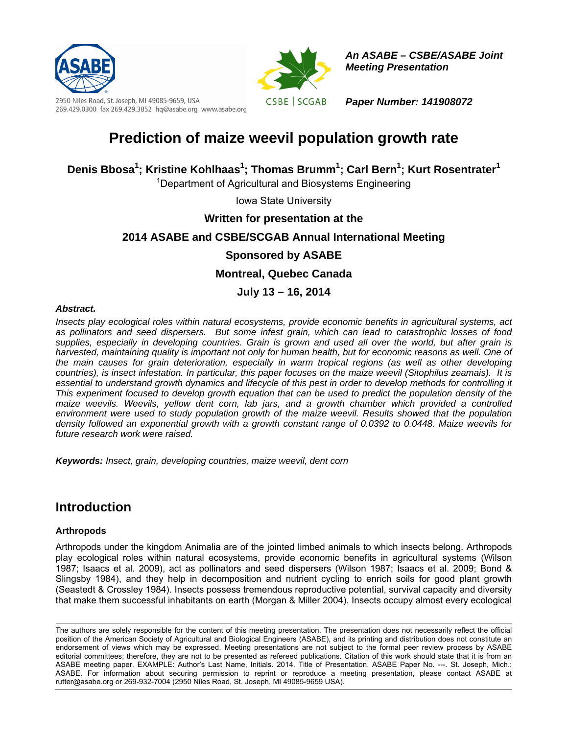An ASABE – CSBE/ASABE Joint Meeting Presentation

Paper Number: 141908072

2950 Niles Road, St. Joseph, MI 49085-9659, USA
269.429.0300 fax 269.429.3852 hq@asabe.org www.asabe.org

# Prediction of maize weevil population growth rate

**Denis Bbosa[1]; Kristine Kohlhaas[1]; Thomas Brumm[1]; Carl Bern[1]; Kurt Rosentrater[1]**

[1]Department of Agricultural and Biosystems Engineering

Iowa State University

**Written for presentation at the**

**2014 ASABE and CSBE/SCGAB Annual International Meeting**

**Sponsored by ASABE**

**Montreal, Quebec Canada**

**July 13 – 16, 2014**

***Abstract.***

*Insects play ecological roles within natural ecosystems, provide economic benefits in agricultural systems, act as pollinators and seed dispersers. But some infest grain, which can lead to catastrophic losses of food supplies, especially in developing countries. Grain is grown and used all over the world, but after grain is harvested, maintaining quality is important not only for human health, but for economic reasons as well. One of the main causes for grain deterioration, especially in warm tropical regions (as well as other developing countries), is insect infestation. In particular, this paper focuses on the maize weevil (Sitophilus zeamais). It is essential to understand growth dynamics and lifecycle of this pest in order to develop methods for controlling it This experiment focused to develop growth equation that can be used to predict the population density of the maize weevils. Weevils, yellow dent corn, lab jars, and a growth chamber which provided a controlled environment were used to study population growth of the maize weevil. Results showed that the population density followed an exponential growth with a growth constant range of 0.0392 to 0.0448. Maize weevils for future research work were raised.*

***Keywords:** Insect, grain, developing countries, maize weevil, dent corn*

## Introduction

### Arthropods

Arthropods under the kingdom Animalia are of the jointed limbed animals to which insects belong. Arthropods play ecological roles within natural ecosystems, provide economic benefits in agricultural systems (Wilson 1987; Isaacs et al. 2009), act as pollinators and seed dispersers (Wilson 1987; Isaacs et al. 2009; Bond & Slingsby 1984), and they help in decomposition and nutrient cycling to enrich soils for good plant growth (Seastedt & Crossley 1984). Insects possess tremendous reproductive potential, survival capacity and diversity that make them successful inhabitants on earth (Morgan & Miller 2004). Insects occupy almost every ecological

The authors are solely responsible for the content of this meeting presentation. The presentation does not necessarily reflect the official position of the American Society of Agricultural and Biological Engineers (ASABE), and its printing and distribution does not constitute an endorsement of views which may be expressed. Meeting presentations are not subject to the formal peer review process by ASABE editorial committees; therefore, they are not to be presented as refereed publications. Citation of this work should state that it is from an ASABE meeting paper. EXAMPLE: Author's Last Name, Initials. 2014. Title of Presentation. ASABE Paper No. ---. St. Joseph, Mich.: ASABE. For information about securing permission to reprint or reproduce a meeting presentation, please contact ASABE at rutter@asabe.org or 269-932-7004 (2950 Niles Road, St. Joseph, MI 49085-9659 USA).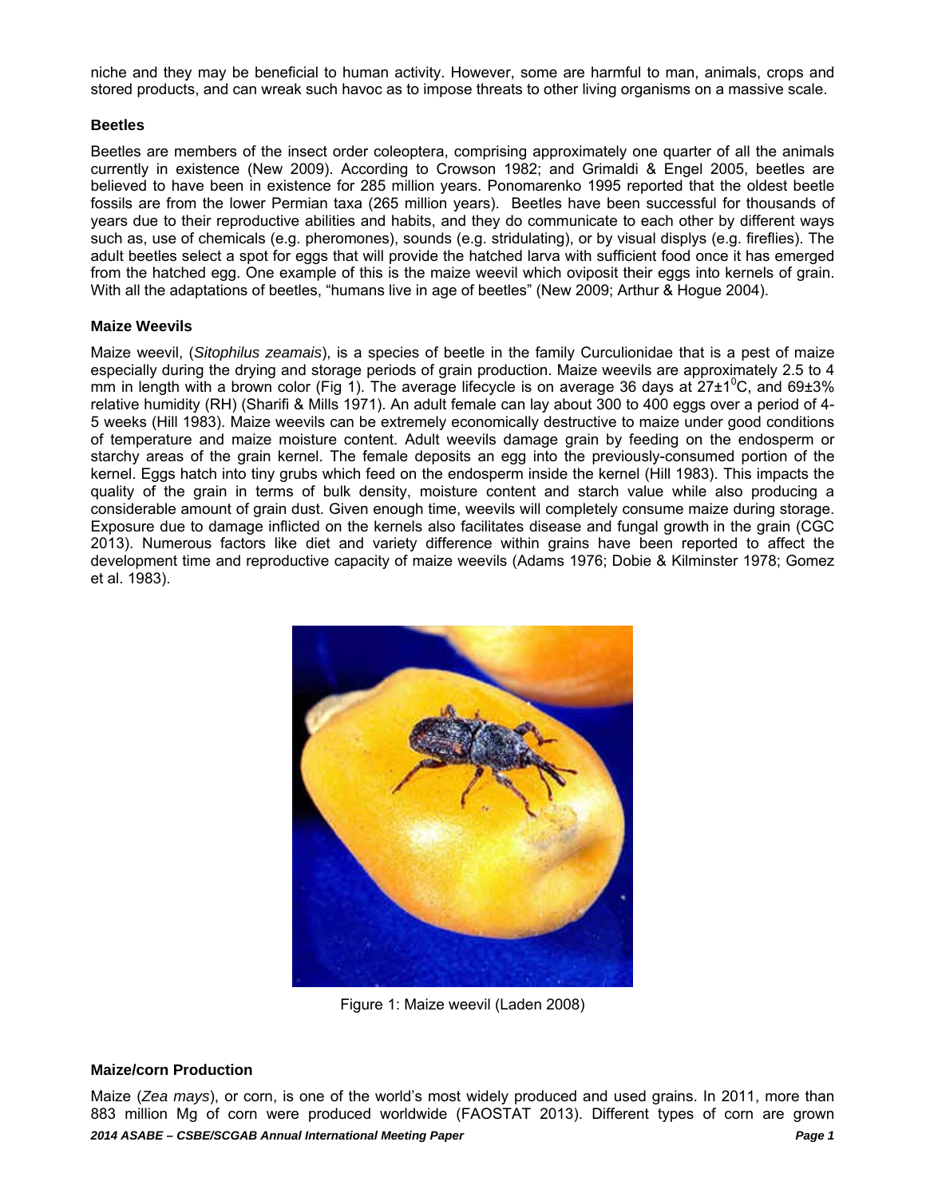niche and they may be beneficial to human activity. However, some are harmful to man, animals, crops and stored products, and can wreak such havoc as to impose threats to other living organisms on a massive scale.

### Beetles

Beetles are members of the insect order coleoptera, comprising approximately one quarter of all the animals currently in existence (New 2009). According to Crowson 1982; and Grimaldi & Engel 2005, beetles are believed to have been in existence for 285 million years. Ponomarenko 1995 reported that the oldest beetle fossils are from the lower Permian taxa (265 million years). Beetles have been successful for thousands of years due to their reproductive abilities and habits, and they do communicate to each other by different ways such as, use of chemicals (e.g. pheromones), sounds (e.g. stridulating), or by visual displys (e.g. fireflies). The adult beetles select a spot for eggs that will provide the hatched larva with sufficient food once it has emerged from the hatched egg. One example of this is the maize weevil which oviposit their eggs into kernels of grain. With all the adaptations of beetles, "humans live in age of beetles" (New 2009; Arthur & Hogue 2004).

### Maize Weevils

Maize weevil, (*Sitophilus zeamais*), is a species of beetle in the family Curculionidae that is a pest of maize especially during the drying and storage periods of grain production. Maize weevils are approximately 2.5 to 4 mm in length with a brown color (Fig 1). The average lifecycle is on average 36 days at $27\pm1^{0}$C, and 69±3% relative humidity (RH) (Sharifi & Mills 1971). An adult female can lay about 300 to 400 eggs over a period of 4-5 weeks (Hill 1983). Maize weevils can be extremely economically destructive to maize under good conditions of temperature and maize moisture content. Adult weevils damage grain by feeding on the endosperm or starchy areas of the grain kernel. The female deposits an egg into the previously-consumed portion of the kernel. Eggs hatch into tiny grubs which feed on the endosperm inside the kernel (Hill 1983). This impacts the quality of the grain in terms of bulk density, moisture content and starch value while also producing a considerable amount of grain dust. Given enough time, weevils will completely consume maize during storage. Exposure due to damage inflicted on the kernels also facilitates disease and fungal growth in the grain (CGC 2013). Numerous factors like diet and variety difference within grains have been reported to affect the development time and reproductive capacity of maize weevils (Adams 1976; Dobie & Kilminster 1978; Gomez et al. 1983).

Figure 1: Maize weevil (Laden 2008)

### Maize/corn Production

Maize (*Zea mays*), or corn, is one of the world's most widely produced and used grains. In 2011, more than 883 million Mg of corn were produced worldwide (FAOSTAT 2013). Different types of corn are grown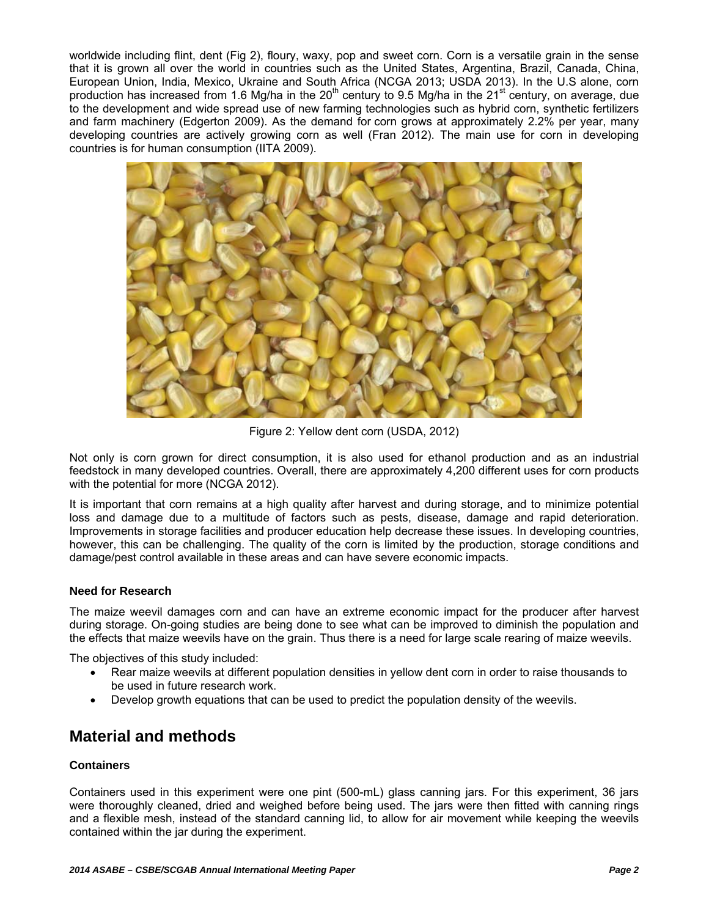worldwide including flint, dent (Fig 2), floury, waxy, pop and sweet corn. Corn is a versatile grain in the sense that it is grown all over the world in countries such as the United States, Argentina, Brazil, Canada, China, European Union, India, Mexico, Ukraine and South Africa (NCGA 2013; USDA 2013). In the U.S alone, corn production has increased from 1.6 Mg/ha in the 20$^{th}$ century to 9.5 Mg/ha in the 21$^{st}$ century, on average, due to the development and wide spread use of new farming technologies such as hybrid corn, synthetic fertilizers and farm machinery (Edgerton 2009). As the demand for corn grows at approximately 2.2% per year, many developing countries are actively growing corn as well (Fran 2012). The main use for corn in developing countries is for human consumption (IITA 2009).

Figure 2: Yellow dent corn (USDA, 2012)

Not only is corn grown for direct consumption, it is also used for ethanol production and as an industrial feedstock in many developed countries. Overall, there are approximately 4,200 different uses for corn products with the potential for more (NCGA 2012).

It is important that corn remains at a high quality after harvest and during storage, and to minimize potential loss and damage due to a multitude of factors such as pests, disease, damage and rapid deterioration. Improvements in storage facilities and producer education help decrease these issues. In developing countries, however, this can be challenging. The quality of the corn is limited by the production, storage conditions and damage/pest control available in these areas and can have severe economic impacts.

### Need for Research

The maize weevil damages corn and can have an extreme economic impact for the producer after harvest during storage. On-going studies are being done to see what can be improved to diminish the population and the effects that maize weevils have on the grain. Thus there is a need for large scale rearing of maize weevils.

The objectives of this study included:

- Rear maize weevils at different population densities in yellow dent corn in order to raise thousands to be used in future research work.
- Develop growth equations that can be used to predict the population density of the weevils.

## Material and methods

### Containers

Containers used in this experiment were one pint (500-mL) glass canning jars. For this experiment, 36 jars were thoroughly cleaned, dried and weighed before being used. The jars were then fitted with canning rings and a flexible mesh, instead of the standard canning lid, to allow for air movement while keeping the weevils contained within the jar during the experiment.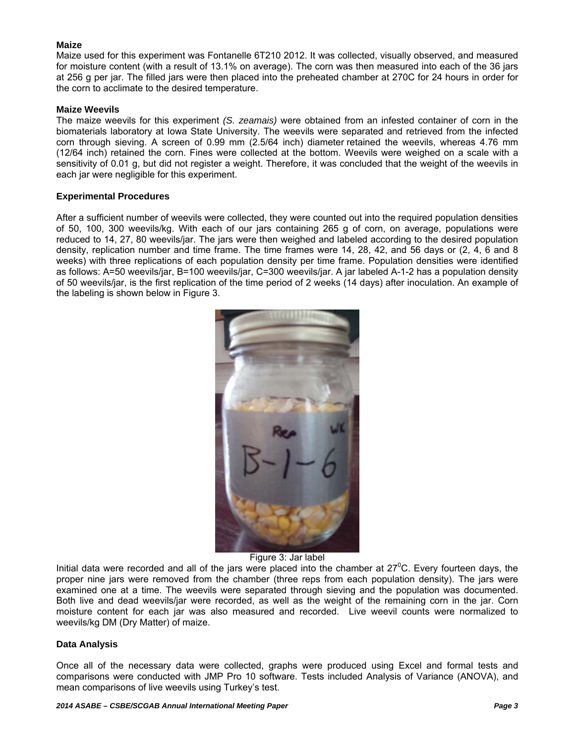**Maize**

Maize used for this experiment was Fontanelle 6T210 2012. It was collected, visually observed, and measured for moisture content (with a result of 13.1% on average). The corn was then measured into each of the 36 jars at 256 g per jar. The filled jars were then placed into the preheated chamber at 270C for 24 hours in order for the corn to acclimate to the desired temperature.

**Maize Weevils**

The maize weevils for this experiment *(S. zeamais)* were obtained from an infested container of corn in the biomaterials laboratory at Iowa State University. The weevils were separated and retrieved from the infected corn through sieving. A screen of 0.99 mm (2.5/64 inch) diameter retained the weevils, whereas 4.76 mm (12/64 inch) retained the corn. Fines were collected at the bottom. Weevils were weighed on a scale with a sensitivity of 0.01 g, but did not register a weight. Therefore, it was concluded that the weight of the weevils in each jar were negligible for this experiment.

**Experimental Procedures**

After a sufficient number of weevils were collected, they were counted out into the required population densities of 50, 100, 300 weevils/kg. With each of our jars containing 265 g of corn, on average, populations were reduced to 14, 27, 80 weevils/jar. The jars were then weighed and labeled according to the desired population density, replication number and time frame. The time frames were 14, 28, 42, and 56 days or (2, 4, 6 and 8 weeks) with three replications of each population density per time frame. Population densities were identified as follows: A=50 weevils/jar, B=100 weevils/jar, C=300 weevils/jar. A jar labeled A-1-2 has a population density of 50 weevils/jar, is the first replication of the time period of 2 weeks (14 days) after inoculation. An example of the labeling is shown below in Figure 3.

Figure 3: Jar label

Initial data were recorded and all of the jars were placed into the chamber at $27^0$C. Every fourteen days, the proper nine jars were removed from the chamber (three reps from each population density). The jars were examined one at a time. The weevils were separated through sieving and the population was documented. Both live and dead weevils/jar were recorded, as well as the weight of the remaining corn in the jar. Corn moisture content for each jar was also measured and recorded. Live weevil counts were normalized to weevils/kg DM (Dry Matter) of maize.

**Data Analysis**

Once all of the necessary data were collected, graphs were produced using Excel and formal tests and comparisons were conducted with JMP Pro 10 software. Tests included Analysis of Variance (ANOVA), and mean comparisons of live weevils using Turkey's test.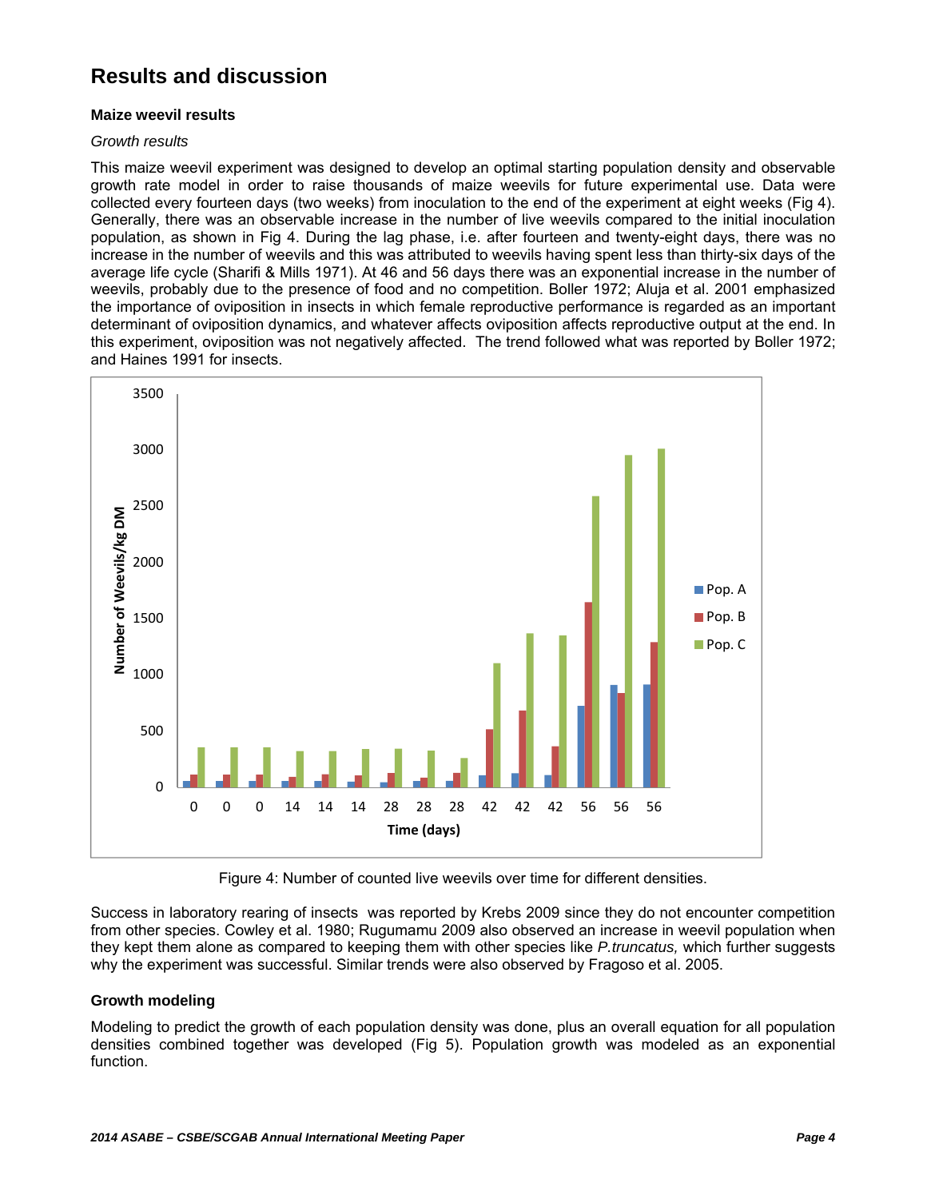# Results and discussion

### Maize weevil results

*Growth results*

This maize weevil experiment was designed to develop an optimal starting population density and observable growth rate model in order to raise thousands of maize weevils for future experimental use. Data were collected every fourteen days (two weeks) from inoculation to the end of the experiment at eight weeks (Fig 4). Generally, there was an observable increase in the number of live weevils compared to the initial inoculation population, as shown in Fig 4. During the lag phase, i.e. after fourteen and twenty-eight days, there was no increase in the number of weevils and this was attributed to weevils having spent less than thirty-six days of the average life cycle (Sharifi & Mills 1971). At 46 and 56 days there was an exponential increase in the number of weevils, probably due to the presence of food and no competition. Boller 1972; Aluja et al. 2001 emphasized the importance of oviposition in insects in which female reproductive performance is regarded as an important determinant of oviposition dynamics, and whatever affects oviposition affects reproductive output at the end. In this experiment, oviposition was not negatively affected. The trend followed what was reported by Boller 1972; and Haines 1991 for insects.

Figure 4: Number of counted live weevils over time for different densities.

Success in laboratory rearing of insects was reported by Krebs 2009 since they do not encounter competition from other species. Cowley et al. 1980; Rugumamu 2009 also observed an increase in weevil population when they kept them alone as compared to keeping them with other species like *P.truncatus,* which further suggests why the experiment was successful. Similar trends were also observed by Fragoso et al. 2005.

### Growth modeling

Modeling to predict the growth of each population density was done, plus an overall equation for all population densities combined together was developed (Fig 5). Population growth was modeled as an exponential function.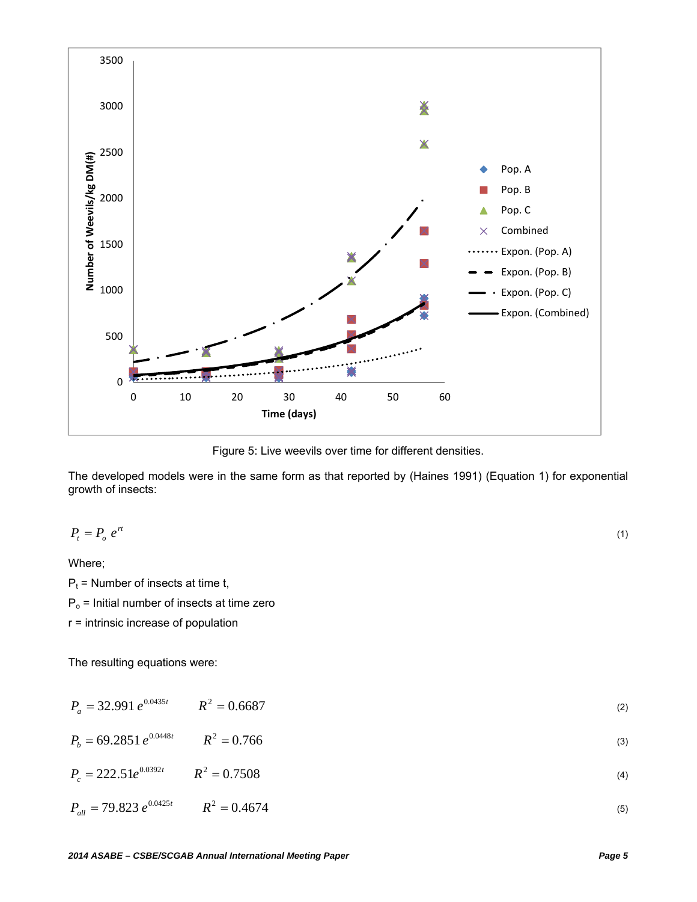Figure 5: Live weevils over time for different densities.

The developed models were in the same form as that reported by (Haines 1991) (Equation 1) for exponential growth of insects:

$$P_t = P_o\, e^{rt} \tag{1}$$

Where;

$P_t$ = Number of insects at time t,

$P_o$ = Initial number of insects at time zero

r = intrinsic increase of population

The resulting equations were:

$$P_a = 32.991\, e^{0.0435t} \qquad R^2 = 0.6687 \tag{2}$$

$$P_b = 69.2851\, e^{0.0448t} \qquad R^2 = 0.766 \tag{3}$$

$$P_c = 222.51 e^{0.0392t} \qquad R^2 = 0.7508 \tag{4}$$

$$P_{all} = 79.823\, e^{0.0425t} \qquad R^2 = 0.4674 \tag{5}$$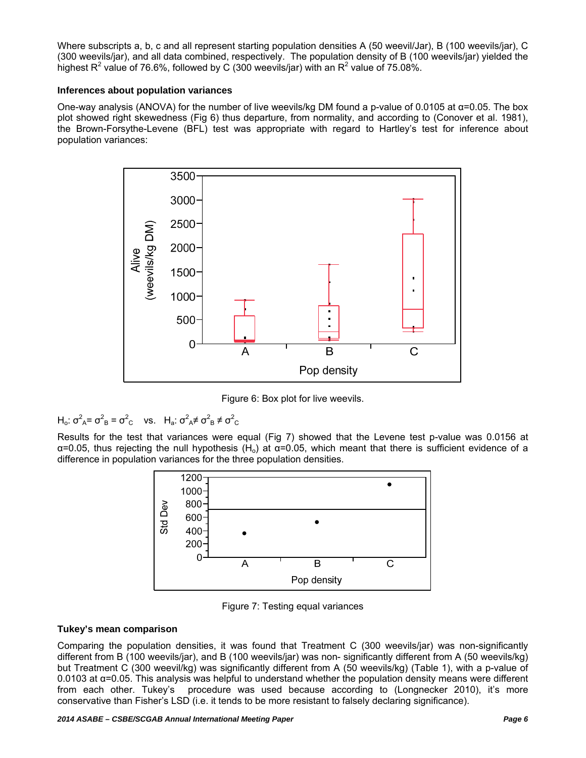Where subscripts a, b, c and all represent starting population densities A (50 weevil/Jar), B (100 weevils/jar), C (300 weevils/jar), and all data combined, respectively. The population density of B (100 weevils/jar) yielded the highest $R^2$ value of 76.6%, followed by C (300 weevils/jar) with an $R^2$ value of 75.08%.

### Inferences about population variances

One-way analysis (ANOVA) for the number of live weevils/kg DM found a p-value of 0.0105 at α=0.05. The box plot showed right skewedness (Fig 6) thus departure, from normality, and according to (Conover et al. 1981), the Brown-Forsythe-Levene (BFL) test was appropriate with regard to Hartley's test for inference about population variances:

Figure 6: Box plot for live weevils.

$H_o$: $\sigma^2_A = \sigma^2_B = \sigma^2_C$ vs. $H_a$: $\sigma^2_A \neq \sigma^2_B \neq \sigma^2_C$

Results for the test that variances were equal (Fig 7) showed that the Levene test p-value was 0.0156 at α=0.05, thus rejecting the null hypothesis ($H_o$) at α=0.05, which meant that there is sufficient evidence of a difference in population variances for the three population densities.

Figure 7: Testing equal variances

### Tukey's mean comparison

Comparing the population densities, it was found that Treatment C (300 weevils/jar) was non-significantly different from B (100 weevils/jar), and B (100 weevils/jar) was non- significantly different from A (50 weevils/kg) but Treatment C (300 weevil/kg) was significantly different from A (50 weevils/kg) (Table 1), with a p-value of 0.0103 at α=0.05. This analysis was helpful to understand whether the population density means were different from each other. Tukey's procedure was used because according to (Longnecker 2010), it's more conservative than Fisher's LSD (i.e. it tends to be more resistant to falsely declaring significance).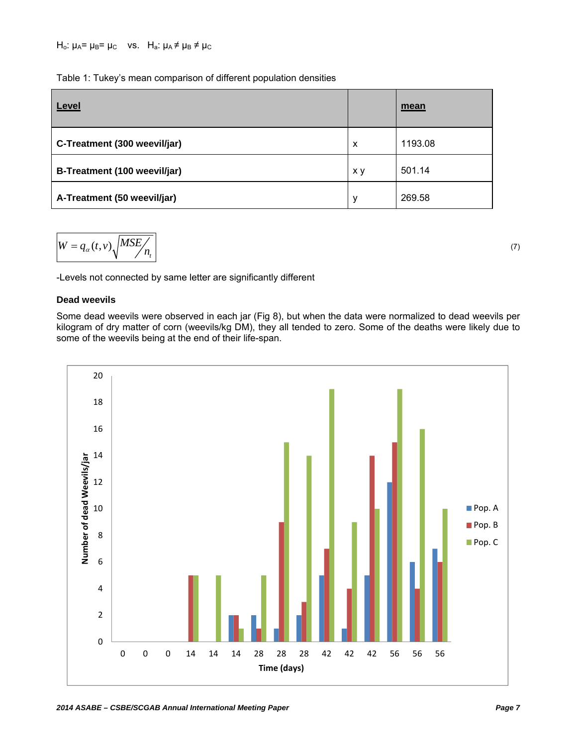$H_o$: $\mu_A = \mu_B = \mu_C$ vs. $H_a$: $\mu_A \neq \mu_B \neq \mu_C$

Table 1: Tukey's mean comparison of different population densities

| Level | | mean |
|---|---|---|
| **C-Treatment (300 weevil/jar)** | x | 1193.08 |
| **B-Treatment (100 weevil/jar)** | x y | 501.14 |
| **A-Treatment (50 weevil/jar)** | y | 269.58 |

$$W = q_{\alpha}(t, v)\sqrt{\frac{MSE}{n_t}} \tag{7}$$

-Levels not connected by same letter are significantly different

### Dead weevils

Some dead weevils were observed in each jar (Fig 8), but when the data were normalized to dead weevils per kilogram of dry matter of corn (weevils/kg DM), they all tended to zero. Some of the deaths were likely due to some of the weevils being at the end of their life-span.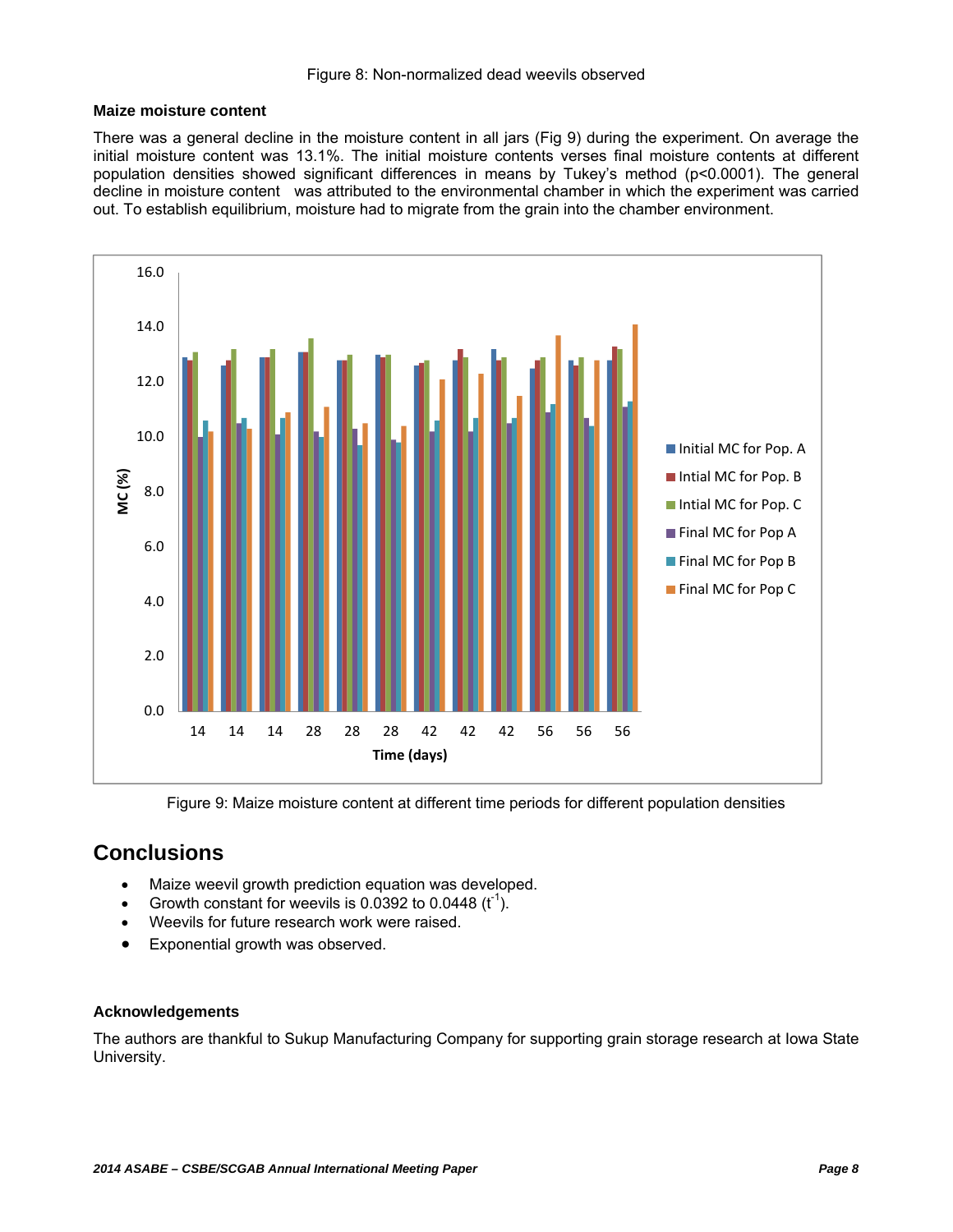Figure 8: Non-normalized dead weevils observed

**Maize moisture content**

There was a general decline in the moisture content in all jars (Fig 9) during the experiment. On average the initial moisture content was 13.1%. The initial moisture contents verses final moisture contents at different population densities showed significant differences in means by Tukey's method ($p<0.0001$). The general decline in moisture content was attributed to the environmental chamber in which the experiment was carried out. To establish equilibrium, moisture had to migrate from the grain into the chamber environment.

Figure 9: Maize moisture content at different time periods for different population densities

## Conclusions

- Maize weevil growth prediction equation was developed.
- Growth constant for weevils is 0.0392 to 0.0448 ($t^{-1}$).
- Weevils for future research work were raised.
- Exponential growth was observed.

### Acknowledgements

The authors are thankful to Sukup Manufacturing Company for supporting grain storage research at Iowa State University.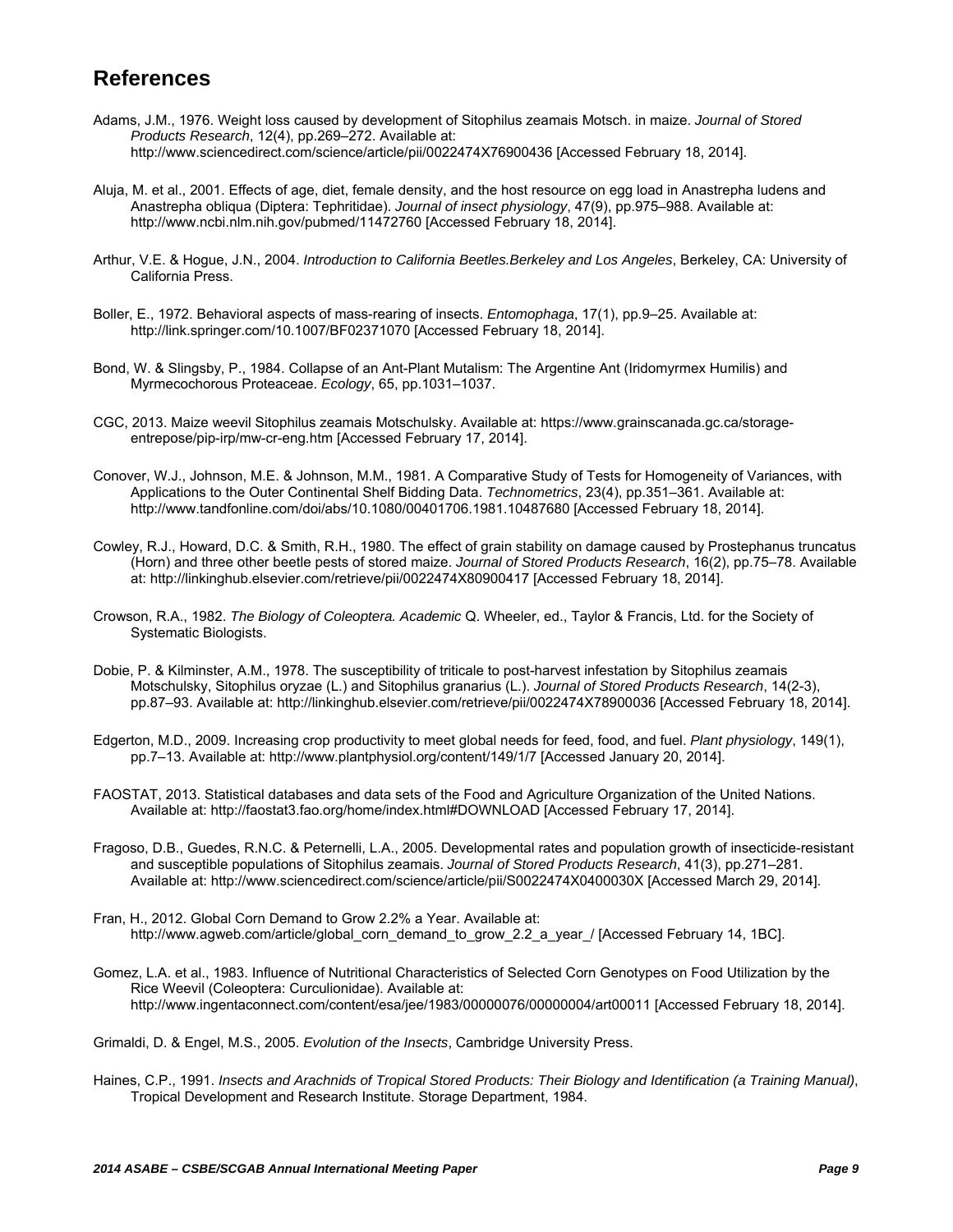## References

Adams, J.M., 1976. Weight loss caused by development of Sitophilus zeamais Motsch. in maize. *Journal of Stored Products Research*, 12(4), pp.269–272. Available at: http://www.sciencedirect.com/science/article/pii/0022474X76900436 [Accessed February 18, 2014].

Aluja, M. et al., 2001. Effects of age, diet, female density, and the host resource on egg load in Anastrepha ludens and Anastrepha obliqua (Diptera: Tephritidae). *Journal of insect physiology*, 47(9), pp.975–988. Available at: http://www.ncbi.nlm.nih.gov/pubmed/11472760 [Accessed February 18, 2014].

Arthur, V.E. & Hogue, J.N., 2004. *Introduction to California Beetles.Berkeley and Los Angeles*, Berkeley, CA: University of California Press.

Boller, E., 1972. Behavioral aspects of mass-rearing of insects. *Entomophaga*, 17(1), pp.9–25. Available at: http://link.springer.com/10.1007/BF02371070 [Accessed February 18, 2014].

Bond, W. & Slingsby, P., 1984. Collapse of an Ant-Plant Mutalism: The Argentine Ant (Iridomyrmex Humilis) and Myrmecochorous Proteaceae. *Ecology*, 65, pp.1031–1037.

CGC, 2013. Maize weevil Sitophilus zeamais Motschulsky. Available at: https://www.grainscanada.gc.ca/storage-entrepose/pip-irp/mw-cr-eng.htm [Accessed February 17, 2014].

Conover, W.J., Johnson, M.E. & Johnson, M.M., 1981. A Comparative Study of Tests for Homogeneity of Variances, with Applications to the Outer Continental Shelf Bidding Data. *Technometrics*, 23(4), pp.351–361. Available at: http://www.tandfonline.com/doi/abs/10.1080/00401706.1981.10487680 [Accessed February 18, 2014].

Cowley, R.J., Howard, D.C. & Smith, R.H., 1980. The effect of grain stability on damage caused by Prostephanus truncatus (Horn) and three other beetle pests of stored maize. *Journal of Stored Products Research*, 16(2), pp.75–78. Available at: http://linkinghub.elsevier.com/retrieve/pii/0022474X80900417 [Accessed February 18, 2014].

Crowson, R.A., 1982. *The Biology of Coleoptera. Academic* Q. Wheeler, ed., Taylor & Francis, Ltd. for the Society of Systematic Biologists.

Dobie, P. & Kilminster, A.M., 1978. The susceptibility of triticale to post-harvest infestation by Sitophilus zeamais Motschulsky, Sitophilus oryzae (L.) and Sitophilus granarius (L.). *Journal of Stored Products Research*, 14(2-3), pp.87–93. Available at: http://linkinghub.elsevier.com/retrieve/pii/0022474X78900036 [Accessed February 18, 2014].

Edgerton, M.D., 2009. Increasing crop productivity to meet global needs for feed, food, and fuel. *Plant physiology*, 149(1), pp.7–13. Available at: http://www.plantphysiol.org/content/149/1/7 [Accessed January 20, 2014].

FAOSTAT, 2013. Statistical databases and data sets of the Food and Agriculture Organization of the United Nations. Available at: http://faostat3.fao.org/home/index.html#DOWNLOAD [Accessed February 17, 2014].

Fragoso, D.B., Guedes, R.N.C. & Peternelli, L.A., 2005. Developmental rates and population growth of insecticide-resistant and susceptible populations of Sitophilus zeamais. *Journal of Stored Products Research*, 41(3), pp.271–281. Available at: http://www.sciencedirect.com/science/article/pii/S0022474X0400030X [Accessed March 29, 2014].

Fran, H., 2012. Global Corn Demand to Grow 2.2% a Year. Available at: http://www.agweb.com/article/global_corn_demand_to_grow_2.2_a_year_/ [Accessed February 14, 1BC].

Gomez, L.A. et al., 1983. Influence of Nutritional Characteristics of Selected Corn Genotypes on Food Utilization by the Rice Weevil (Coleoptera: Curculionidae). Available at: http://www.ingentaconnect.com/content/esa/jee/1983/00000076/00000004/art00011 [Accessed February 18, 2014].

Grimaldi, D. & Engel, M.S., 2005. *Evolution of the Insects*, Cambridge University Press.

Haines, C.P., 1991. *Insects and Arachnids of Tropical Stored Products: Their Biology and Identification (a Training Manual)*, Tropical Development and Research Institute. Storage Department, 1984.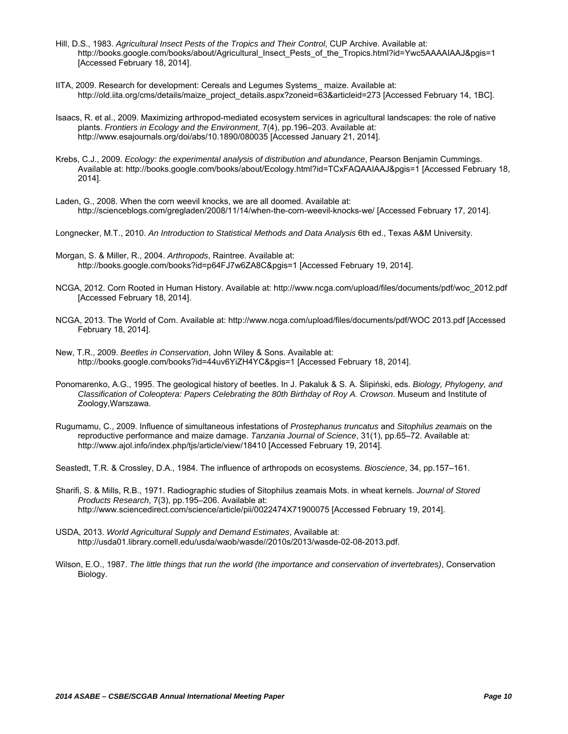Hill, D.S., 1983. *Agricultural Insect Pests of the Tropics and Their Control*, CUP Archive. Available at: http://books.google.com/books/about/Agricultural_Insect_Pests_of_the_Tropics.html?id=Ywc5AAAAIAAJ&pgis=1 [Accessed February 18, 2014].

IITA, 2009. Research for development: Cereals and Legumes Systems_ maize. Available at: http://old.iita.org/cms/details/maize_project_details.aspx?zoneid=63&articleid=273 [Accessed February 14, 1BC].

Isaacs, R. et al., 2009. Maximizing arthropod-mediated ecosystem services in agricultural landscapes: the role of native plants. *Frontiers in Ecology and the Environment*, 7(4), pp.196–203. Available at: http://www.esajournals.org/doi/abs/10.1890/080035 [Accessed January 21, 2014].

Krebs, C.J., 2009. *Ecology: the experimental analysis of distribution and abundance*, Pearson Benjamin Cummings. Available at: http://books.google.com/books/about/Ecology.html?id=TCxFAQAAIAAJ&pgis=1 [Accessed February 18, 2014].

Laden, G., 2008. When the corn weevil knocks, we are all doomed. Available at: http://scienceblogs.com/gregladen/2008/11/14/when-the-corn-weevil-knocks-we/ [Accessed February 17, 2014].

Longnecker, M.T., 2010. *An Introduction to Statistical Methods and Data Analysis* 6th ed., Texas A&M University.

Morgan, S. & Miller, R., 2004. *Arthropods*, Raintree. Available at: http://books.google.com/books?id=p64FJ7w6ZA8C&pgis=1 [Accessed February 19, 2014].

NCGA, 2012. Corn Rooted in Human History. Available at: http://www.ncga.com/upload/files/documents/pdf/woc_2012.pdf [Accessed February 18, 2014].

NCGA, 2013. The World of Corn. Available at: http://www.ncga.com/upload/files/documents/pdf/WOC 2013.pdf [Accessed February 18, 2014].

New, T.R., 2009. *Beetles in Conservation*, John Wiley & Sons. Available at: http://books.google.com/books?id=44uv6YiZH4YC&pgis=1 [Accessed February 18, 2014].

Ponomarenko, A.G., 1995. The geological history of beetles. In J. Pakaluk & S. A. Ślipiński, eds. *Biology, Phylogeny, and Classification of Coleoptera: Papers Celebrating the 80th Birthday of Roy A. Crowson*. Museum and Institute of Zoology,Warszawa.

Rugumamu, C., 2009. Influence of simultaneous infestations of *Prostephanus truncatus* and *Sitophilus zeamais* on the reproductive performance and maize damage. *Tanzania Journal of Science*, 31(1), pp.65–72. Available at: http://www.ajol.info/index.php/tjs/article/view/18410 [Accessed February 19, 2014].

Seastedt, T.R. & Crossley, D.A., 1984. The influence of arthropods on ecosystems. *Bioscience*, 34, pp.157–161.

Sharifi, S. & Mills, R.B., 1971. Radiographic studies of Sitophilus zeamais Mots. in wheat kernels. *Journal of Stored Products Research*, 7(3), pp.195–206. Available at: http://www.sciencedirect.com/science/article/pii/0022474X71900075 [Accessed February 19, 2014].

USDA, 2013. *World Agricultural Supply and Demand Estimates*, Available at: http://usda01.library.cornell.edu/usda/waob/wasde//2010s/2013/wasde-02-08-2013.pdf.

Wilson, E.O., 1987. *The little things that run the world (the importance and conservation of invertebrates)*, Conservation Biology.